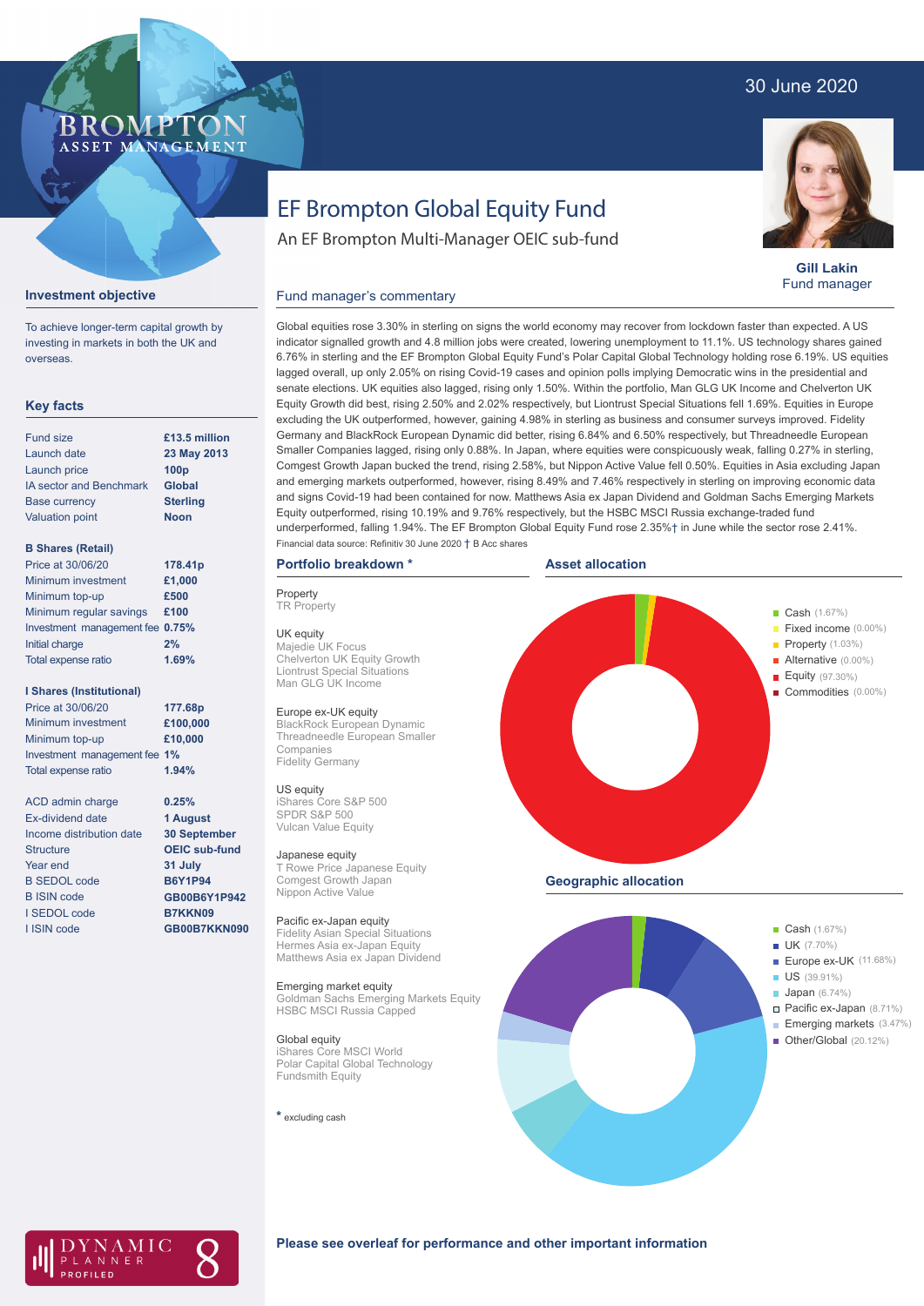30 June 2020

# EF Brompton Global Equity Fund

An EF Brompton Multi-Manager OEIC sub-fund

**Gill Lakin**
Fund manager

## Investment objective

To achieve longer-term capital growth by investing in markets in both the UK and overseas.

## Key facts

| | |
|---|---|
| Fund size | **£13.5 million** |
| Launch date | **23 May 2013** |
| Launch price | **100p** |
| IA sector and Benchmark | **Global** |
| Base currency | **Sterling** |
| Valuation point | **Noon** |

**B Shares (Retail)**

| | |
|---|---|
| Price at 30/06/20 | **178.41p** |
| Minimum investment | **£1,000** |
| Minimum top-up | **£500** |
| Minimum regular savings | **£100** |
| Investment management fee | **0.75%** |
| Initial charge | **2%** |
| Total expense ratio | **1.69%** |

**I Shares (Institutional)**

| | |
|---|---|
| Price at 30/06/20 | **177.68p** |
| Minimum investment | **£100,000** |
| Minimum top-up | **£10,000** |
| Investment management fee | **1%** |
| Total expense ratio | **1.94%** |

| | |
|---|---|
| ACD admin charge | **0.25%** |
| Ex-dividend date | **1 August** |
| Income distribution date | **30 September** |
| Structure | **OEIC sub-fund** |
| Year end | **31 July** |
| B SEDOL code | **B6Y1P94** |
| B ISIN code | **GB00B6Y1P942** |
| I SEDOL code | **B7KKN09** |
| I ISIN code | **GB00B7KKN090** |

## Fund manager's commentary

Global equities rose 3.30% in sterling on signs the world economy may recover from lockdown faster than expected. A US indicator signalled growth and 4.8 million jobs were created, lowering unemployment to 11.1%. US technology shares gained 6.76% in sterling and the EF Brompton Global Equity Fund's Polar Capital Global Technology holding rose 6.19%. US equities lagged overall, up only 2.05% on rising Covid-19 cases and opinion polls implying Democratic wins in the presidential and senate elections. UK equities also lagged, rising only 1.50%. Within the portfolio, Man GLG UK Income and Chelverton UK Equity Growth did best, rising 2.50% and 2.02% respectively, but Liontrust Special Situations fell 1.69%. Equities in Europe excluding the UK outperformed, however, gaining 4.98% in sterling as business and consumer surveys improved. Fidelity Germany and BlackRock European Dynamic did better, rising 6.84% and 6.50% respectively, but Threadneedle European Smaller Companies lagged, rising only 0.88%. In Japan, where equities were conspicuously weak, falling 0.27% in sterling, Comgest Growth Japan bucked the trend, rising 2.58%, but Nippon Active Value fell 0.50%. Equities in Asia excluding Japan and emerging markets outperformed, however, rising 8.49% and 7.46% respectively in sterling on improving economic data and signs Covid-19 had been contained for now. Matthews Asia ex Japan Dividend and Goldman Sachs Emerging Markets Equity outperformed, rising 10.19% and 9.76% respectively, but the HSBC MSCI Russia exchange-traded fund underperformed, falling 1.94%. The EF Brompton Global Equity Fund rose 2.35%† in June while the sector rose 2.41%.

Financial data source: Refinitiv 30 June 2020 † B Acc shares

## Portfolio breakdown *

**Property**
TR Property

**UK equity**
Majedie UK Focus
Chelverton UK Equity Growth
Liontrust Special Situations
Man GLG UK Income

**Europe ex-UK equity**
BlackRock European Dynamic
Threadneedle European Smaller Companies
Fidelity Germany

**US equity**
iShares Core S&P 500
SPDR S&P 500
Vulcan Value Equity

**Japanese equity**
T Rowe Price Japanese Equity
Comgest Growth Japan
Nippon Active Value

**Pacific ex-Japan equity**
Fidelity Asian Special Situations
Hermes Asia ex-Japan Equity
Matthews Asia ex Japan Dividend

**Emerging market equity**
Goldman Sachs Emerging Markets Equity
HSBC MSCI Russia Capped

**Global equity**
iShares Core MSCI World
Polar Capital Global Technology
Fundsmith Equity

* excluding cash

## Asset allocation

- Cash (1.67%)
- Fixed income (0.00%)
- Property (1.03%)
- Alternative (0.00%)
- Equity (97.30%)
- Commodities (0.00%)

## Geographic allocation

- Cash (1.67%)
- UK (7.70%)
- Europe ex-UK (11.68%)
- US (39.91%)
- Japan (6.74%)
- Pacific ex-Japan (8.71%)
- Emerging markets (3.47%)
- Other/Global (20.12%)

**Please see overleaf for performance and other important information**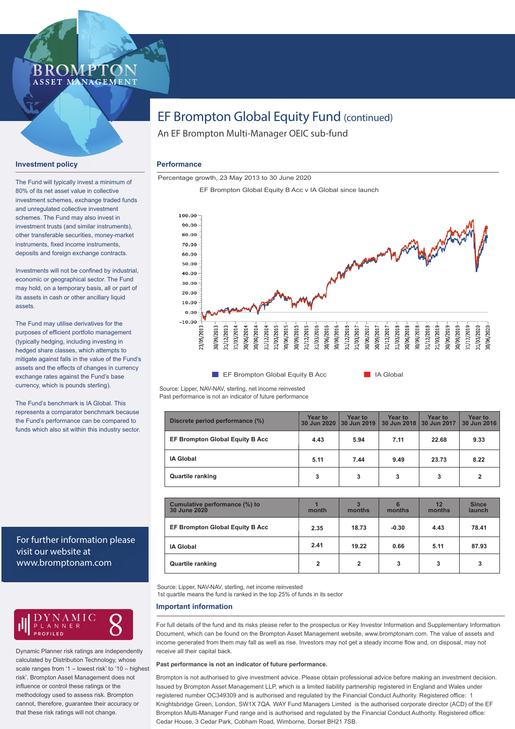# EF Brompton Global Equity Fund (continued)

An EF Brompton Multi-Manager OEIC sub-fund

## Investment policy

The Fund will typically invest a minimum of 80% of its net asset value in collective investment schemes, exchange traded funds and unregulated collective investment schemes. The Fund may also invest in investment trusts (and similar instruments), other transferable securities, money-market instruments, fixed income instruments, deposits and foreign exchange contracts.

Investments will not be confined by industrial, economic or geographical sector. The Fund may hold, on a temporary basis, all or part of its assets in cash or other ancillary liquid assets.

The Fund may utilise derivatives for the purposes of efficient portfolio management (typically hedging, including investing in hedged share classes, which attempts to mitigate against falls in the value of the Fund's assets and the effects of changes in currency exchange rates against the Fund's base currency, which is pounds sterling).

The Fund's benchmark is IA Global. This represents a comparator benchmark because the Fund's performance can be compared to funds which also sit within this industry sector.

For further information please visit our website at www.bromptonam.com

DYNAMIC PLANNER PROFILED 8

Dynamic Planner risk ratings are independently calculated by Distribution Technology, whose scale ranges from '1 – lowest risk' to '10 – highest risk'. Brompton Asset Management does not influence or control these ratings or the methodology used to assess risk. Brompton cannot, therefore, guarantee their accuracy or that these risk ratings will not change.

## Performance

Percentage growth, 23 May 2013 to 30 June 2020

EF Brompton Global Equity B Acc v IA Global since launch

100.00
90.00
80.00
70.00
60.00
50.00
40.00
30.00
20.00
10.00
0.00
-10.00

23/05/2013 30/09/2013 31/12/2013 31/03/2014 30/06/2014 30/09/2014 31/12/2014 31/03/2015 30/06/2015 30/09/2015 31/12/2015 31/03/2016 30/06/2016 30/09/2016 31/12/2016 31/03/2017 30/06/2017 30/09/2017 31/12/2017 31/03/2018 30/06/2018 30/09/2018 31/12/2018 31/03/2019 30/06/2019 30/09/2019 31/12/2019 31/03/2020 30/06/2020

EF Brompton Global Equity B Acc    IA Global

Source: Lipper, NAV-NAV, sterling, net income reinvested
Past performance is not an indicator of future performance

| Discrete period performance (%) | Year to 30 Jun 2020 | Year to 30 Jun 2019 | Year to 30 Jun 2018 | Year to 30 Jun 2017 | Year to 30 Jun 2016 |
|---|---|---|---|---|---|
| EF Brompton Global Equity B Acc | 4.43 | 5.94 | 7.11 | 22.68 | 9.33 |
| IA Global | 5.11 | 7.44 | 9.49 | 23.73 | 8.22 |
| Quartile ranking | 3 | 3 | 3 | 3 | 2 |

| Cumulative performance (%) to 30 June 2020 | 1 month | 3 months | 6 months | 12 months | Since launch |
|---|---|---|---|---|---|
| EF Brompton Global Equity B Acc | 2.35 | 18.73 | -0.30 | 4.43 | 78.41 |
| IA Global | 2.41 | 19.22 | 0.66 | 5.11 | 87.93 |
| Quartile ranking | 2 | 2 | 3 | 3 | 3 |

Source: Lipper, NAV-NAV, sterling, net income reinvested
1st quartile means the fund is ranked in the top 25% of funds in its sector

## Important information

For full details of the fund and its risks please refer to the prospectus or Key Investor Information and Supplementary Information Document, which can be found on the Brompton Asset Management website, www.bromptonam.com. The value of assets and income generated from them may fall as well as rise. Investors may not get a steady income flow and, on disposal, may not receive all their capital back.

**Past performance is not an indicator of future performance.**

Brompton is not authorised to give investment advice. Please obtain professional advice before making an investment decision. Issued by Brompton Asset Management LLP, which is a limited liability partnership registered in England and Wales under registered number OC349309 and is authorised and regulated by the Financial Conduct Authority. Registered office: 1 Knightsbridge Green, London, SW1X 7QA. WAY Fund Managers Limited is the authorised corporate director (ACD) of the EF Brompton Multi-Manager Fund range and is authorised and regulated by the Financial Conduct Authority. Registered office: Cedar House, 3 Cedar Park, Cobham Road, Wimborne, Dorset BH21 7SB.